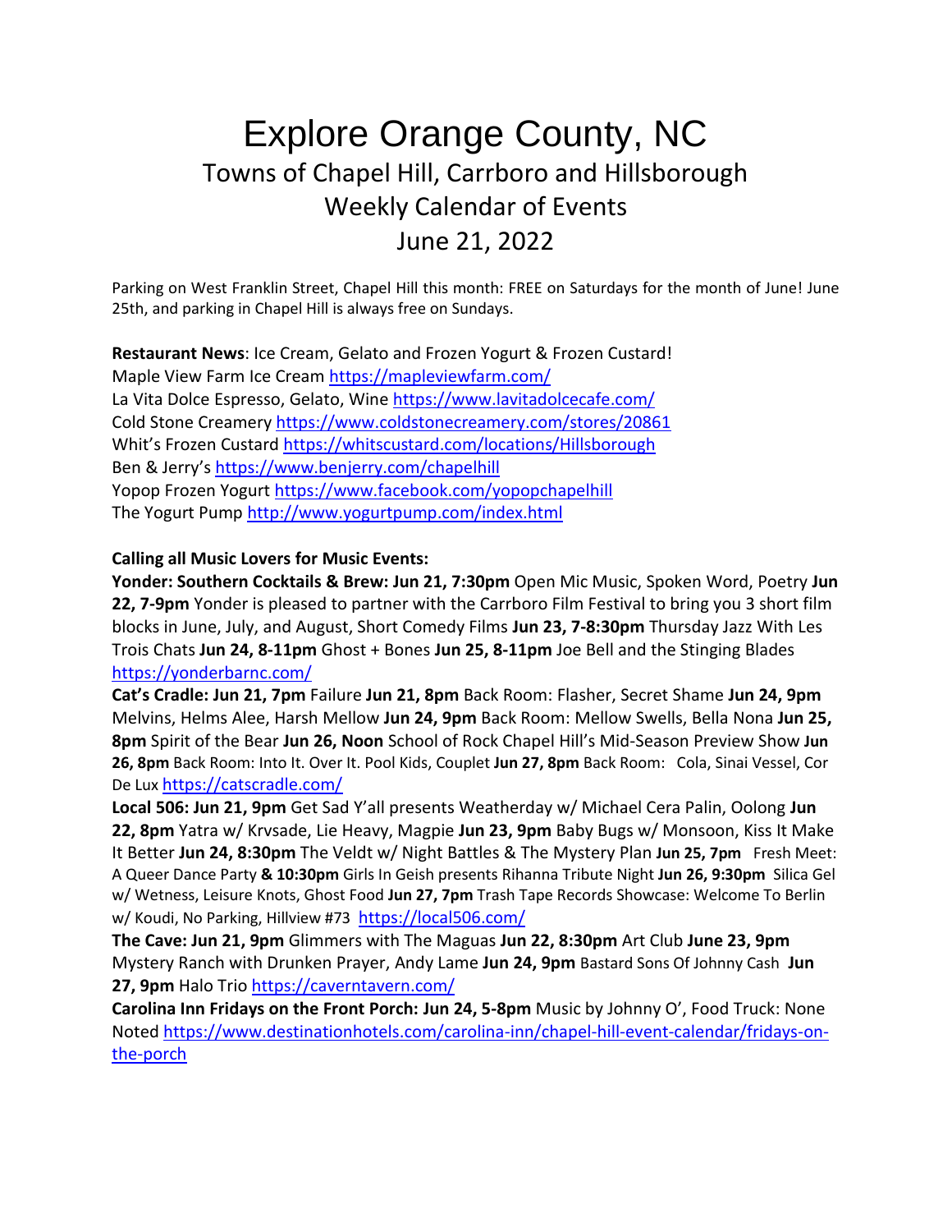# Explore Orange County, NC

## Towns of Chapel Hill, Carrboro and Hillsborough
## Weekly Calendar of Events
## June 21, 2022

Parking on West Franklin Street, Chapel Hill this month: FREE on Saturdays for the month of June! June 25th, and parking in Chapel Hill is always free on Sundays.

**Restaurant News**: Ice Cream, Gelato and Frozen Yogurt & Frozen Custard!
Maple View Farm Ice Cream https://mapleviewfarm.com/
La Vita Dolce Espresso, Gelato, Wine https://www.lavitadolcecafe.com/
Cold Stone Creamery https://www.coldstonecreamery.com/stores/20861
Whit's Frozen Custard https://whitscustard.com/locations/Hillsborough
Ben & Jerry's https://www.benjerry.com/chapelhill
Yopop Frozen Yogurt https://www.facebook.com/yopopchapelhill
The Yogurt Pump http://www.yogurtpump.com/index.html

**Calling all Music Lovers for Music Events:**

**Yonder: Southern Cocktails & Brew: Jun 21, 7:30pm** Open Mic Music, Spoken Word, Poetry **Jun 22, 7-9pm** Yonder is pleased to partner with the Carrboro Film Festival to bring you 3 short film blocks in June, July, and August, Short Comedy Films **Jun 23, 7-8:30pm** Thursday Jazz With Les Trois Chats **Jun 24, 8-11pm** Ghost + Bones **Jun 25, 8-11pm** Joe Bell and the Stinging Blades https://yonderbarnc.com/

**Cat's Cradle: Jun 21, 7pm** Failure **Jun 21, 8pm** Back Room: Flasher, Secret Shame **Jun 24, 9pm** Melvins, Helms Alee, Harsh Mellow **Jun 24, 9pm** Back Room: Mellow Swells, Bella Nona **Jun 25, 8pm** Spirit of the Bear **Jun 26, Noon** School of Rock Chapel Hill's Mid-Season Preview Show **Jun 26, 8pm** Back Room: Into It. Over It. Pool Kids, Couplet **Jun 27, 8pm** Back Room: Cola, Sinai Vessel, Cor De Lux https://catscradle.com/

**Local 506: Jun 21, 9pm** Get Sad Y'all presents Weatherday w/ Michael Cera Palin, Oolong **Jun 22, 8pm** Yatra w/ Krvsade, Lie Heavy, Magpie **Jun 23, 9pm** Baby Bugs w/ Monsoon, Kiss It Make It Better **Jun 24, 8:30pm** The Veldt w/ Night Battles & The Mystery Plan **Jun 25, 7pm** Fresh Meet: A Queer Dance Party **& 10:30pm** Girls In Geish presents Rihanna Tribute Night **Jun 26, 9:30pm** Silica Gel w/ Wetness, Leisure Knots, Ghost Food **Jun 27, 7pm** Trash Tape Records Showcase: Welcome To Berlin w/ Koudi, No Parking, Hillview #73 https://local506.com/

**The Cave: Jun 21, 9pm** Glimmers with The Maguas **Jun 22, 8:30pm** Art Club **June 23, 9pm** Mystery Ranch with Drunken Prayer, Andy Lame **Jun 24, 9pm** Bastard Sons Of Johnny Cash **Jun 27, 9pm** Halo Trio https://caverntavern.com/

**Carolina Inn Fridays on the Front Porch: Jun 24, 5-8pm** Music by Johnny O', Food Truck: None Noted https://www.destinationhotels.com/carolina-inn/chapel-hill-event-calendar/fridays-on-the-porch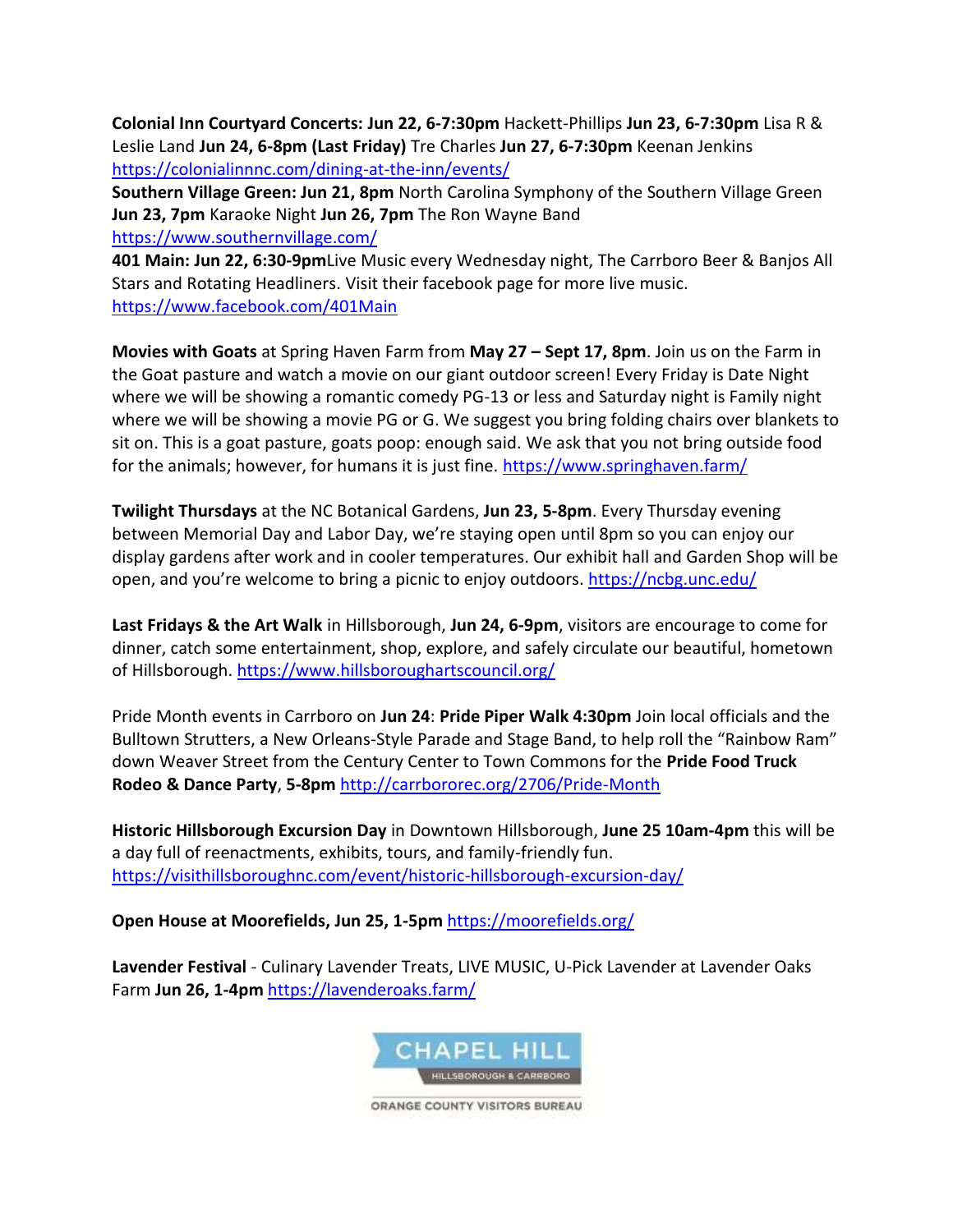**Colonial Inn Courtyard Concerts: Jun 22, 6-7:30pm** Hackett-Phillips **Jun 23, 6-7:30pm** Lisa R & Leslie Land **Jun 24, 6-8pm (Last Friday)** Tre Charles **Jun 27, 6-7:30pm** Keenan Jenkins https://colonialinnnc.com/dining-at-the-inn/events/

**Southern Village Green: Jun 21, 8pm** North Carolina Symphony of the Southern Village Green **Jun 23, 7pm** Karaoke Night **Jun 26, 7pm** The Ron Wayne Band https://www.southernvillage.com/

**401 Main: Jun 22, 6:30-9pm**Live Music every Wednesday night, The Carrboro Beer & Banjos All Stars and Rotating Headliners. Visit their facebook page for more live music. https://www.facebook.com/401Main

**Movies with Goats** at Spring Haven Farm from **May 27 – Sept 17, 8pm**. Join us on the Farm in the Goat pasture and watch a movie on our giant outdoor screen! Every Friday is Date Night where we will be showing a romantic comedy PG-13 or less and Saturday night is Family night where we will be showing a movie PG or G. We suggest you bring folding chairs over blankets to sit on. This is a goat pasture, goats poop: enough said. We ask that you not bring outside food for the animals; however, for humans it is just fine. https://www.springhaven.farm/

**Twilight Thursdays** at the NC Botanical Gardens, **Jun 23, 5-8pm**. Every Thursday evening between Memorial Day and Labor Day, we're staying open until 8pm so you can enjoy our display gardens after work and in cooler temperatures. Our exhibit hall and Garden Shop will be open, and you're welcome to bring a picnic to enjoy outdoors. https://ncbg.unc.edu/

**Last Fridays & the Art Walk** in Hillsborough, **Jun 24, 6-9pm**, visitors are encourage to come for dinner, catch some entertainment, shop, explore, and safely circulate our beautiful, hometown of Hillsborough. https://www.hillsboroughartscouncil.org/

Pride Month events in Carrboro on **Jun 24**: **Pride Piper Walk 4:30pm** Join local officials and the Bulltown Strutters, a New Orleans-Style Parade and Stage Band, to help roll the "Rainbow Ram" down Weaver Street from the Century Center to Town Commons for the **Pride Food Truck Rodeo & Dance Party**, **5-8pm** http://carrbororec.org/2706/Pride-Month

**Historic Hillsborough Excursion Day** in Downtown Hillsborough, **June 25 10am-4pm** this will be a day full of reenactments, exhibits, tours, and family-friendly fun. https://visithillsboroughnc.com/event/historic-hillsborough-excursion-day/

**Open House at Moorefields, Jun 25, 1-5pm** https://moorefields.org/

**Lavender Festival** - Culinary Lavender Treats, LIVE MUSIC, U-Pick Lavender at Lavender Oaks Farm **Jun 26, 1-4pm** https://lavenderoaks.farm/

CHAPEL HILL
HILLSBOROUGH & CARRBORO
ORANGE COUNTY VISITORS BUREAU